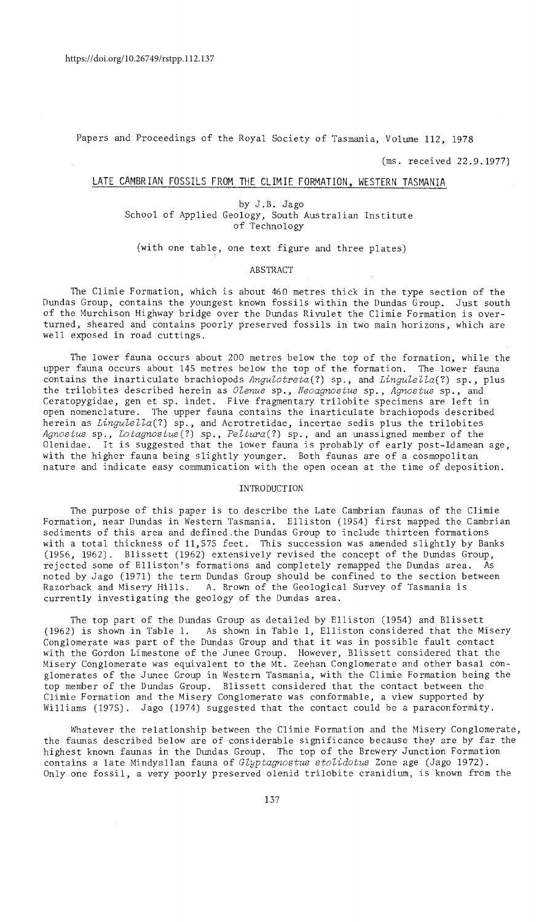https://doi.org/10.26749/rstpp.112.137

Papers and Proceedings of the Royal Society of Tasmania, Volume 112, 1978

(ms. received 22.9.1977)

# LATE CAMBRIAN FOSSILS FROM THE CLIMIE FORMATION, WESTERN TASMANIA

by J.B. Jago
School of Applied Geology, South Australian Institute of Technology

(with one table, one text figure and three plates)

## ABSTRACT

The Climie Formation, which is about 460 metres thick in the type section of the Dundas Group, contains the youngest known fossils within the Dundas Group. Just south of the Murchison Highway bridge over the Dundas Rivulet the Climie Formation is overturned, sheared and contains poorly preserved fossils in two main horizons, which are well exposed in road cuttings.

The lower fauna occurs about 200 metres below the top of the formation, while the upper fauna occurs about 145 metres below the top of the formation. The lower fauna contains the inarticulate brachiopods *Angulotreta*(?) sp., and *Lingulella*(?) sp., plus the trilobites described herein as *Olenus* sp., *Neoagnostus* sp., *Agnostus* sp., and Ceratopygidae, gen et sp. indet. Five fragmentary trilobite specimens are left in open nomenclature. The upper fauna contains the inarticulate brachiopods described herein as *Lingulella*(?) sp., and Acrotretidae, incertae sedis plus the trilobites *Agnostus* sp., *Lotagnostus*(?) sp., *Peltura*(?) sp., and an unassigned member of the Olenidae. It is suggested that the lower fauna is probably of early post-Idamean age, with the higher fauna being slightly younger. Both faunas are of a cosmopolitan nature and indicate easy communication with the open ocean at the time of deposition.

## INTRODUCTION

The purpose of this paper is to describe the Late Cambrian faunas of the Climie Formation, near Dundas in Western Tasmania. Elliston (1954) first mapped the Cambrian sediments of this area and defined the Dundas Group to include thirteen formations with a total thickness of 11,575 feet. This succession was amended slightly by Banks (1956, 1962). Blissett (1962) extensively revised the concept of the Dundas Group, rejected some of Elliston's formations and completely remapped the Dundas area. As noted by Jago (1971) the term Dundas Group should be confined to the section between Razorback and Misery Hills. A. Brown of the Geological Survey of Tasmania is currently investigating the geology of the Dundas area.

The top part of the Dundas Group as detailed by Elliston (1954) and Blissett (1962) is shown in Table 1. As shown in Table 1, Elliston considered that the Misery Conglomerate was part of the Dundas Group and that it was in possible fault contact with the Gordon Limestone of the Junee Group. However, Blissett considered that the Misery Conglomerate was equivalent to the Mt. Zeehan Conglomerate and other basal conglomerates of the Junee Group in Western Tasmania, with the Climie Formation being the top member of the Dundas Group. Blissett considered that the contact between the Climie Formation and the Misery Conglomerate was conformable, a view supported by Williams (1975). Jago (1974) suggested that the contact could be a paraconformity.

Whatever the relationship between the Climie Formation and the Misery Conglomerate, the faunas described below are of considerable significance because they are by far the highest known faunas in the Dundas Group. The top of the Brewery Junction Formation contains a late Mindyallan fauna of *Glyptagnostus stolidotus* Zone age (Jago 1972). Only one fossil, a very poorly preserved olenid trilobite cranidium, is known from the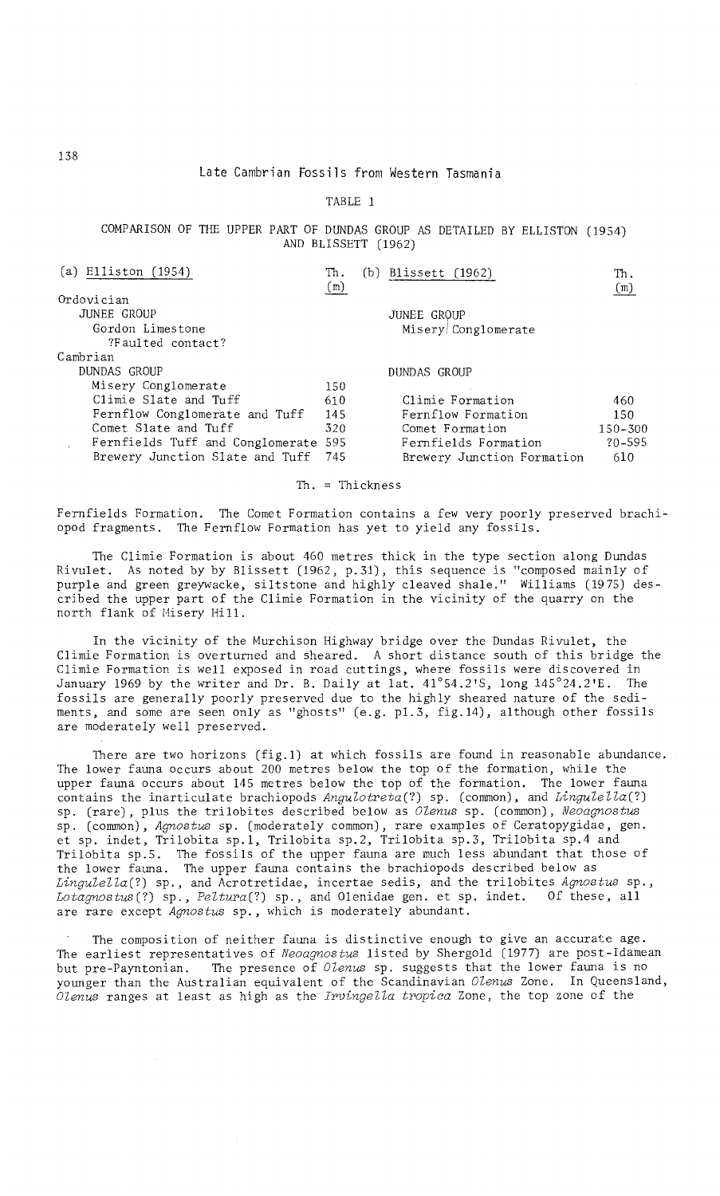TABLE 1

COMPARISON OF THE UPPER PART OF DUNDAS GROUP AS DETAILED BY ELLISTON (1954) AND BLISSETT (1962)

| (a) Elliston (1954) | Th. (m) | (b) Blissett (1962) | Th. (m) |
|---|---|---|---|
| Ordovician | | | |
| JUNEE GROUP | | JUNEE GROUP | |
| Gordon Limestone | | Misery Conglomerate | |
| ?Faulted contact? | | | |
| Cambrian | | | |
| DUNDAS GROUP | | DUNDAS GROUP | |
| Misery Conglomerate | 150 | | |
| Climie Slate and Tuff | 610 | Climie Formation | 460 |
| Fernflow Conglomerate and Tuff | 145 | Fernflow Formation | 150 |
| Comet Slate and Tuff | 320 | Comet Formation | 150-300 |
| Fernfields Tuff and Conglomerate | 595 | Fernfields Formation | ?0-595 |
| Brewery Junction Slate and Tuff | 745 | Brewery Junction Formation | 610 |

Th. = Thickness

Fernfields Formation. The Comet Formation contains a few very poorly preserved brachiopod fragments. The Fernflow Formation has yet to yield any fossils.

The Climie Formation is about 460 metres thick in the type section along Dundas Rivulet. As noted by by Blissett (1962, p.31), this sequence is "composed mainly of purple and green greywacke, siltstone and highly cleaved shale." Williams (1975) described the upper part of the Climie Formation in the vicinity of the quarry on the north flank of Misery Hill.

In the vicinity of the Murchison Highway bridge over the Dundas Rivulet, the Climie Formation is overturned and sheared. A short distance south of this bridge the Climie Formation is well exposed in road cuttings, where fossils were discovered in January 1969 by the writer and Dr. B. Daily at lat. 41°54.2'S, long 145°24.2'E. The fossils are generally poorly preserved due to the highly sheared nature of the sediments, and some are seen only as "ghosts" (e.g. pl.3, fig.14), although other fossils are moderately well preserved.

There are two horizons (fig.1) at which fossils are found in reasonable abundance. The lower fauna occurs about 200 metres below the top of the formation, while the upper fauna occurs about 145 metres below the top of the formation. The lower fauna contains the inarticulate brachiopods *Angulotreta*(?) sp. (common), and *Lingulella*(?) sp. (rare), plus the trilobites described below as *Olenus* sp. (common), *Neoagnostus* sp. (common), *Agnostus* sp. (moderately common), rare examples of Ceratopygidae, gen. et sp. indet, Trilobita sp.1, Trilobita sp.2, Trilobita sp.3, Trilobita sp.4 and Trilobita sp.5. The fossils of the upper fauna are much less abundant that those of the lower fauna. The upper fauna contains the brachiopods described below as *Lingulella*(?) sp., and Acrotretidae, incertae sedis, and the trilobites *Agnostus* sp., *Lotagnostus*(?) sp., *Peltura*(?) sp., and Olenidae gen. et sp. indet. Of these, all are rare except *Agnostus* sp., which is moderately abundant.

The composition of neither fauna is distinctive enough to give an accurate age. The earliest representatives of *Neoagnostus* listed by Shergold (1977) are post-Idamean but pre-Payntonian. The presence of *Olenus* sp. suggests that the lower fauna is no younger than the Australian equivalent of the Scandinavian *Olenus* Zone. In Queensland, *Olenus* ranges at least as high as the *Irvingella tropica* Zone, the top zone of the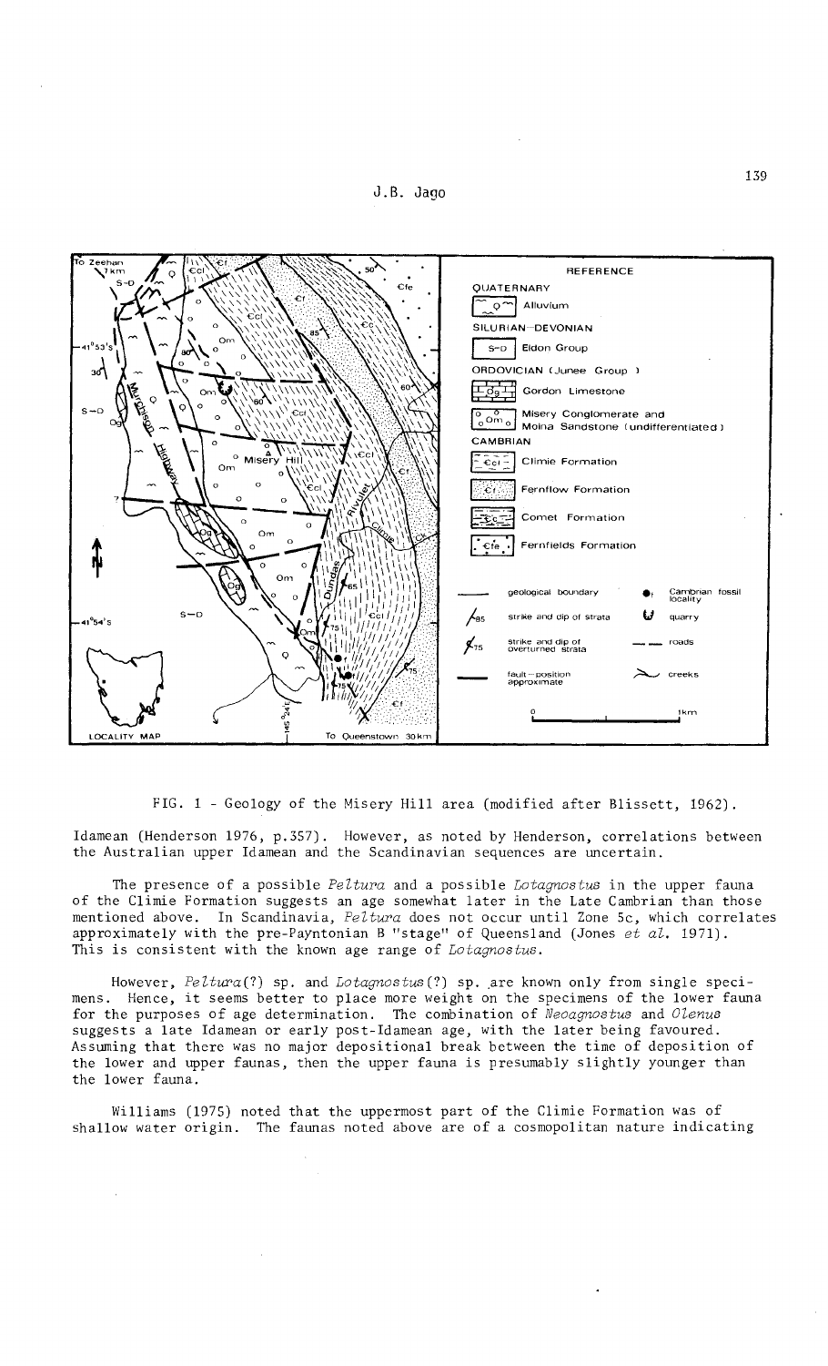FIG. 1 - Geology of the Misery Hill area (modified after Blissett, 1962).

Idamean (Henderson 1976, p.357). However, as noted by Henderson, correlations between the Australian upper Idamean and the Scandinavian sequences are uncertain.

The presence of a possible *Peltura* and a possible *Lotagnostus* in the upper fauna of the Climie Formation suggests an age somewhat later in the Late Cambrian than those mentioned above. In Scandinavia, *Peltura* does not occur until Zone 5c, which correlates approximately with the pre-Payntonian B "stage" of Queensland (Jones *et al.* 1971). This is consistent with the known age range of *Lotagnostus*.

However, *Peltura*(?) sp. and *Lotagnostus*(?) sp. are known only from single specimens. Hence, it seems better to place more weight on the specimens of the lower fauna for the purposes of age determination. The combination of *Neoagnostus* and *Olenus* suggests a late Idamean or early post-Idamean age, with the later being favoured. Assuming that there was no major depositional break between the time of deposition of the lower and upper faunas, then the upper fauna is presumably slightly younger than the lower fauna.

Williams (1975) noted that the uppermost part of the Climie Formation was of shallow water origin. The faunas noted above are of a cosmopolitan nature indicating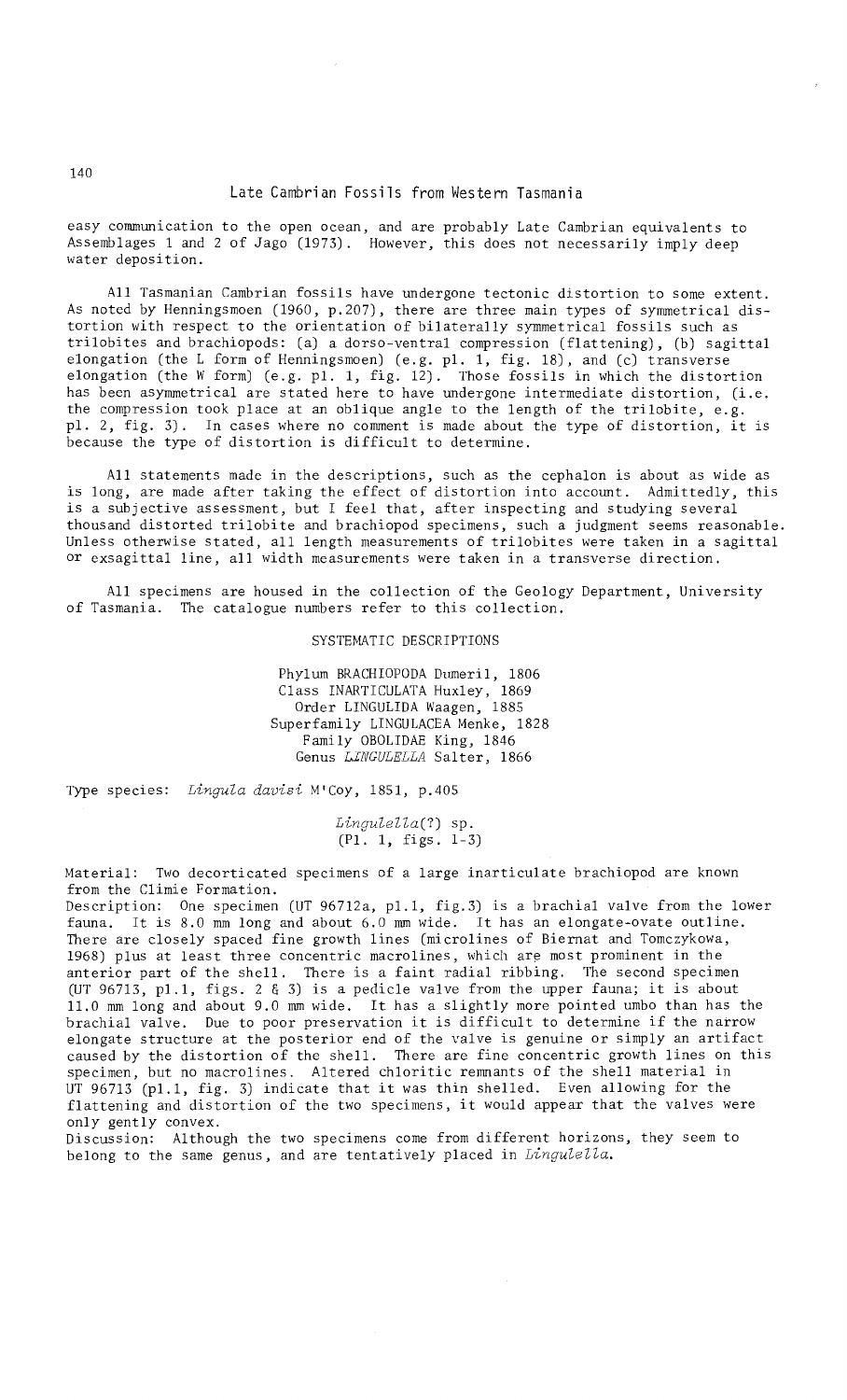easy communication to the open ocean, and are probably Late Cambrian equivalents to Assemblages 1 and 2 of Jago (1973). However, this does not necessarily imply deep water deposition.

All Tasmanian Cambrian fossils have undergone tectonic distortion to some extent. As noted by Henningsmoen (1960, p.207), there are three main types of symmetrical distortion with respect to the orientation of bilaterally symmetrical fossils such as trilobites and brachiopods: (a) a dorso-ventral compression (flattening), (b) sagittal elongation (the L form of Henningsmoen) (e.g. pl. 1, fig. 18), and (c) transverse elongation (the W form) (e.g. pl. 1, fig. 12). Those fossils in which the distortion has been asymmetrical are stated here to have undergone intermediate distortion, (i.e. the compression took place at an oblique angle to the length of the trilobite, e.g. pl. 2, fig. 3). In cases where no comment is made about the type of distortion, it is because the type of distortion is difficult to determine.

All statements made in the descriptions, such as the cephalon is about as wide as is long, are made after taking the effect of distortion into account. Admittedly, this is a subjective assessment, but I feel that, after inspecting and studying several thousand distorted trilobite and brachiopod specimens, such a judgment seems reasonable. Unless otherwise stated, all length measurements of trilobites were taken in a sagittal or exsagittal line, all width measurements were taken in a transverse direction.

All specimens are housed in the collection of the Geology Department, University of Tasmania. The catalogue numbers refer to this collection.

## SYSTEMATIC DESCRIPTIONS

Phylum BRACHIOPODA Dumeril, 1806
Class INARTICULATA Huxley, 1869
Order LINGULIDA Waagen, 1885
Superfamily LINGULACEA Menke, 1828
Family OBOLIDAE King, 1846
Genus *LINGULELLA* Salter, 1866

Type species: *Lingula davisi* M'Coy, 1851, p.405

### *Lingulella*(?) sp.
(Pl. 1, figs. 1-3)

Material: Two decorticated specimens of a large inarticulate brachiopod are known from the Climie Formation.

Description: One specimen (UT 96712a, pl.1, fig.3) is a brachial valve from the lower fauna. It is 8.0 mm long and about 6.0 mm wide. It has an elongate-ovate outline. There are closely spaced fine growth lines (microlines of Biernat and Tomczykowa, 1968) plus at least three concentric macrolines, which are most prominent in the anterior part of the shell. There is a faint radial ribbing. The second specimen (UT 96713, pl.1, figs. 2 & 3) is a pedicle valve from the upper fauna; it is about 11.0 mm long and about 9.0 mm wide. It has a slightly more pointed umbo than has the brachial valve. Due to poor preservation it is difficult to determine if the narrow elongate structure at the posterior end of the valve is genuine or simply an artifact caused by the distortion of the shell. There are fine concentric growth lines on this specimen, but no macrolines. Altered chloritic remnants of the shell material in UT 96713 (pl.1, fig. 3) indicate that it was thin shelled. Even allowing for the flattening and distortion of the two specimens, it would appear that the valves were only gently convex.

Discussion: Although the two specimens come from different horizons, they seem to belong to the same genus, and are tentatively placed in *Lingulella*.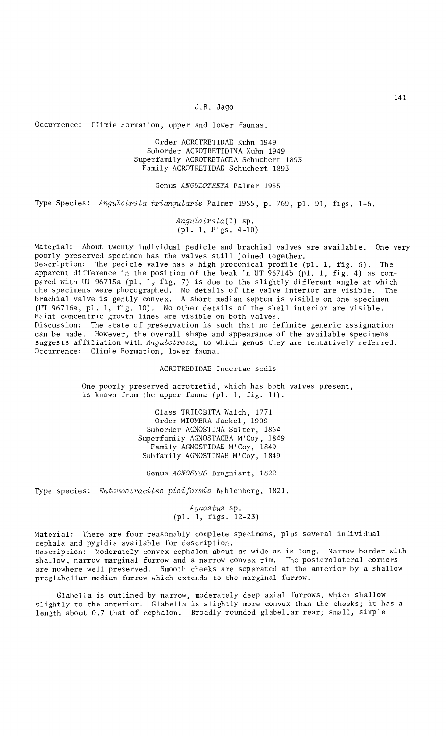Occurrence: Climie Formation, upper and lower faunas.

Order ACROTRETIDAE Kuhn 1949
Suborder ACROTRETIDINA Kuhn 1949
Superfamily ACROTRETACEA Schuchert 1893
Family ACROTRETIDAE Schuchert 1893

Genus *ANGULOTRETA* Palmer 1955

Type Species: *Angulotreta triangularis* Palmer 1955, p. 769, pl. 91, figs. 1-6.

*Angulotreta*(?) sp.
(pl. 1, Figs. 4-10)

Material: About twenty individual pedicle and brachial valves are available. One very poorly preserved specimen has the valves still joined together.
Description: The pedicle valve has a high proconical profile (pl. 1, fig. 6). The apparent difference in the position of the beak in UT 96714b (pl. 1, fig. 4) as compared with UT 96715a (pl. 1, fig. 7) is due to the slightly different angle at which the specimens were photographed. No details of the valve interior are visible. The brachial valve is gently convex. A short median septum is visible on one specimen (UT 96716a, pl. 1, fig. 10). No other details of the shell interior are visible. Faint concentric growth lines are visible on both valves.
Discussion: The state of preservation is such that no definite generic assignation can be made. However, the overall shape and appearance of the available specimens suggests affiliation with *Angulotreta*, to which genus they are tentatively referred.
Occurrence: Climie Formation, lower fauna.

ACROTREDIDAE Incertae sedis

One poorly preserved acrotretid, which has both valves present, is known from the upper fauna (pl. 1, fig. 11).

Class TRILOBITA Walch, 1771
Order MIOMERA Jaekel, 1909
Suborder AGNOSTINA Salter, 1864
Superfamily AGNOSTACEA M'Coy, 1849
Family AGNOSTIDAE M'Coy, 1849
Subfamily AGNOSTINAE M'Coy, 1849

Genus *AGNOSTUS* Brogniart, 1822

Type species: *Entomostracites pisiformis* Wahlenberg, 1821.

*Agnostus* sp.
(pl. 1, figs. 12-23)

Material: There are four reasonably complete specimens, plus several individual cephala and pygidia available for description.
Description: Moderately convex cephalon about as wide as is long. Narrow border with shallow, narrow marginal furrow and a narrow convex rim. The posterolateral corners are nowhere well preserved. Smooth cheeks are separated at the anterior by a shallow preglabellar median furrow which extends to the marginal furrow.

Glabella is outlined by narrow, moderately deep axial furrows, which shallow slightly to the anterior. Glabella is slightly more convex than the cheeks; it has a length about 0.7 that of cephalon. Broadly rounded glabellar rear; small, simple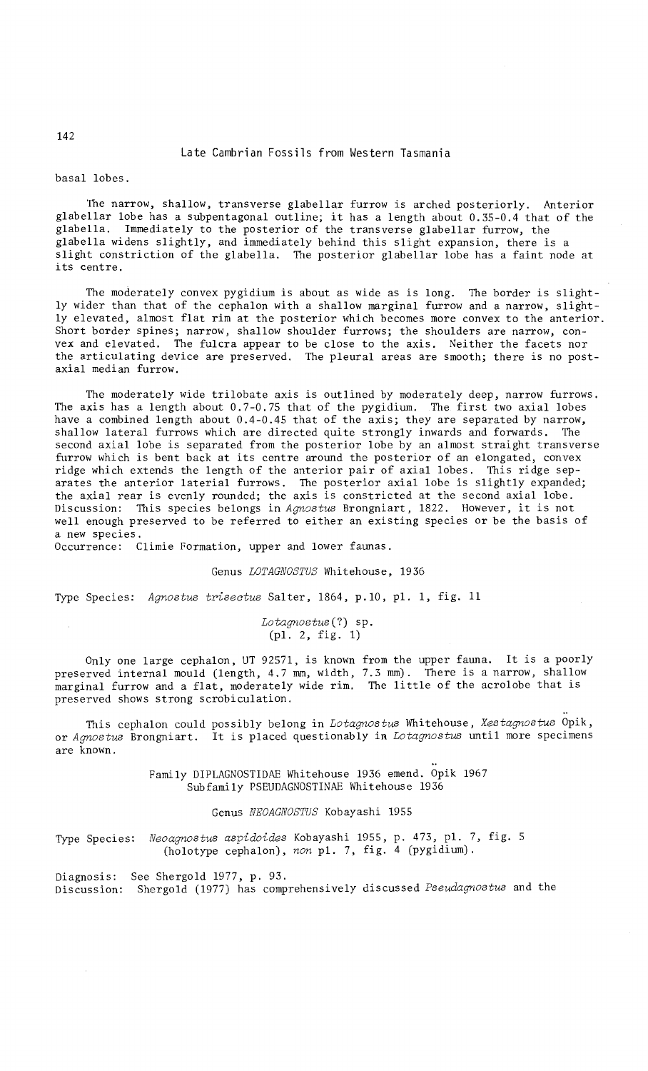basal lobes.

The narrow, shallow, transverse glabellar furrow is arched posteriorly. Anterior glabellar lobe has a subpentagonal outline; it has a length about 0.35-0.4 that of the glabella. Immediately to the posterior of the transverse glabellar furrow, the glabella widens slightly, and immediately behind this slight expansion, there is a slight constriction of the glabella. The posterior glabellar lobe has a faint node at its centre.

The moderately convex pygidium is about as wide as is long. The border is slightly wider than that of the cephalon with a shallow marginal furrow and a narrow, slightly elevated, almost flat rim at the posterior which becomes more convex to the anterior. Short border spines; narrow, shallow shoulder furrows; the shoulders are narrow, convex and elevated. The fulcra appear to be close to the axis. Neither the facets nor the articulating device are preserved. The pleural areas are smooth; there is no postaxial median furrow.

The moderately wide trilobate axis is outlined by moderately deep, narrow furrows. The axis has a length about 0.7-0.75 that of the pygidium. The first two axial lobes have a combined length about 0.4-0.45 that of the axis; they are separated by narrow, shallow lateral furrows which are directed quite strongly inwards and forwards. The second axial lobe is separated from the posterior lobe by an almost straight transverse furrow which is bent back at its centre around the posterior of an elongated, convex ridge which extends the length of the anterior pair of axial lobes. This ridge separates the anterior lateral furrows. The posterior axial lobe is slightly expanded; the axial rear is evenly rounded; the axis is constricted at the second axial lobe.
Discussion: This species belongs in *Agnostus* Brongniart, 1822. However, it is not well enough preserved to be referred to either an existing species or be the basis of a new species.
Occurrence: Climie Formation, upper and lower faunas.

### Genus *LOTAGNOSTUS* Whitehouse, 1936

Type Species: *Agnostus trisectus* Salter, 1864, p.10, pl. 1, fig. 11

#### *Lotagnostus*(?) sp.
(pl. 2, fig. 1)

Only one large cephalon, UT 92571, is known from the upper fauna. It is a poorly preserved internal mould (length, 4.7 mm, width, 7.3 mm). There is a narrow, shallow marginal furrow and a flat, moderately wide rim. The little of the acrolobe that is preserved shows strong scrobiculation.

This cephalon could possibly belong in *Lotagnostus* Whitehouse, *Xestagnostus* Öpik, or *Agnostus* Brongniart. It is placed questionably in *Lotagnostus* until more specimens are known.

## Family DIPLAGNOSTIDAE Whitehouse 1936 emend. Öpik 1967
### Subfamily PSEUDAGNOSTINAE Whitehouse 1936

### Genus *NEOAGNOSTUS* Kobayashi 1955

Type Species: *Neoagnostus aspidoides* Kobayashi 1955, p. 473, pl. 7, fig. 5 (holotype cephalon), *non* pl. 7, fig. 4 (pygidium).

Diagnosis: See Shergold 1977, p. 93.
Discussion: Shergold (1977) has comprehensively discussed *Pseudagnostus* and the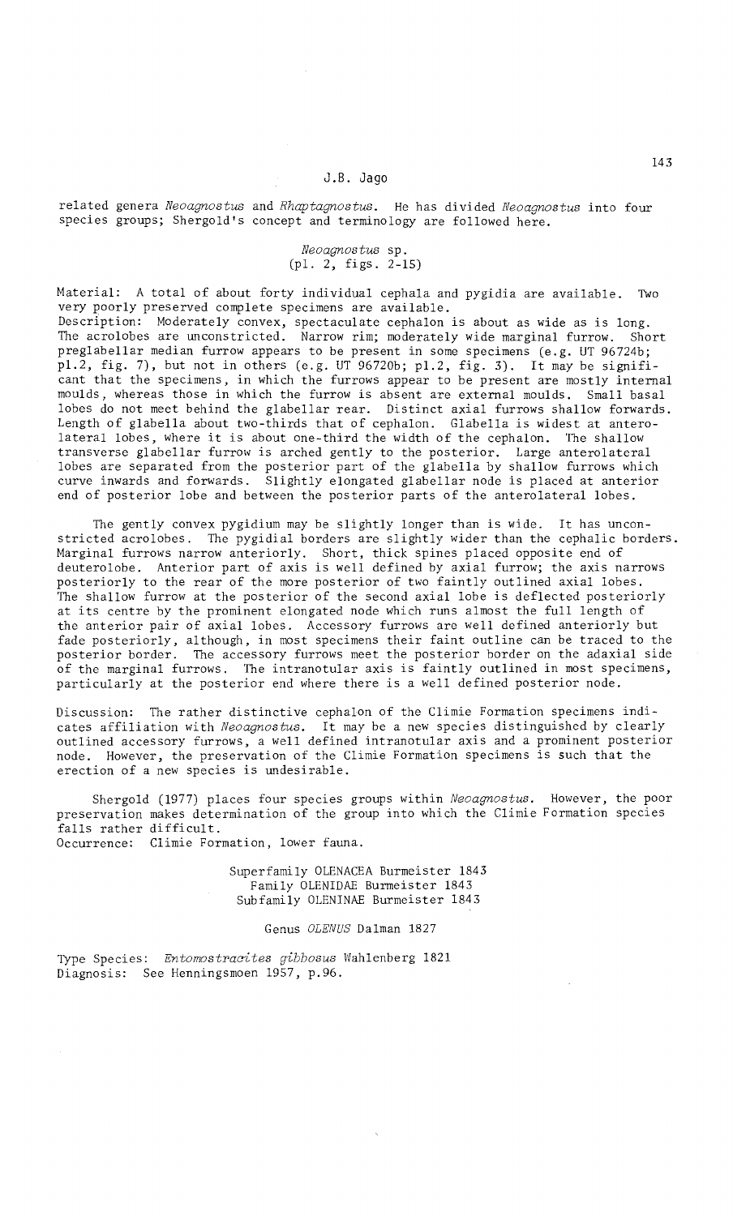related genera *Neoagnostus* and *Rhaptagnostus*. He has divided *Neoagnostus* into four species groups; Shergold's concept and terminology are followed here.

### *Neoagnostus* sp.
(pl. 2, figs. 2-15)

Material: A total of about forty individual cephala and pygidia are available. Two very poorly preserved complete specimens are available.

Description: Moderately convex, spectaculate cephalon is about as wide as is long. The acrolobes are unconstricted. Narrow rim; moderately wide marginal furrow. Short preglabellar median furrow appears to be present in some specimens (e.g. UT 96724b; pl.2, fig. 7), but not in others (e.g. UT 96720b; pl.2, fig. 3). It may be significant that the specimens, in which the furrows appear to be present are mostly internal moulds, whereas those in which the furrow is absent are external moulds. Small basal lobes do not meet behind the glabellar rear. Distinct axial furrows shallow forwards. Length of glabella about two-thirds that of cephalon. Glabella is widest at anterolateral lobes, where it is about one-third the width of the cephalon. The shallow transverse glabellar furrow is arched gently to the posterior. Large anterolateral lobes are separated from the posterior part of the glabella by shallow furrows which curve inwards and forwards. Slightly elongated glabellar node is placed at anterior end of posterior lobe and between the posterior parts of the anterolateral lobes.

The gently convex pygidium may be slightly longer than is wide. It has unconstricted acrolobes. The pygidial borders are slightly wider than the cephalic borders. Marginal furrows narrow anteriorly. Short, thick spines placed opposite end of deuterolobe. Anterior part of axis is well defined by axial furrow; the axis narrows posteriorly to the rear of the more posterior of two faintly outlined axial lobes. The shallow furrow at the posterior of the second axial lobe is deflected posteriorly at its centre by the prominent elongated node which runs almost the full length of the anterior pair of axial lobes. Accessory furrows are well defined anteriorly but fade posteriorly, although, in most specimens their faint outline can be traced to the posterior border. The accessory furrows meet the posterior border on the adaxial side of the marginal furrows. The intranotular axis is faintly outlined in most specimens, particularly at the posterior end where there is a well defined posterior node.

Discussion: The rather distinctive cephalon of the Climie Formation specimens indicates affiliation with *Neoagnostus*. It may be a new species distinguished by clearly outlined accessory furrows, a well defined intranotular axis and a prominent posterior node. However, the preservation of the Climie Formation specimens is such that the erection of a new species is undesirable.

Shergold (1977) places four species groups within *Neoagnostus*. However, the poor preservation makes determination of the group into which the Climie Formation species falls rather difficult.

Occurrence: Climie Formation, lower fauna.

Superfamily OLENACEA Burmeister 1843
Family OLENIDAE Burmeister 1843
Subfamily OLENINAE Burmeister 1843

### Genus *OLENUS* Dalman 1827

Type Species: *Entomostracites gibbosus* Wahlenberg 1821
Diagnosis: See Henningsmoen 1957, p.96.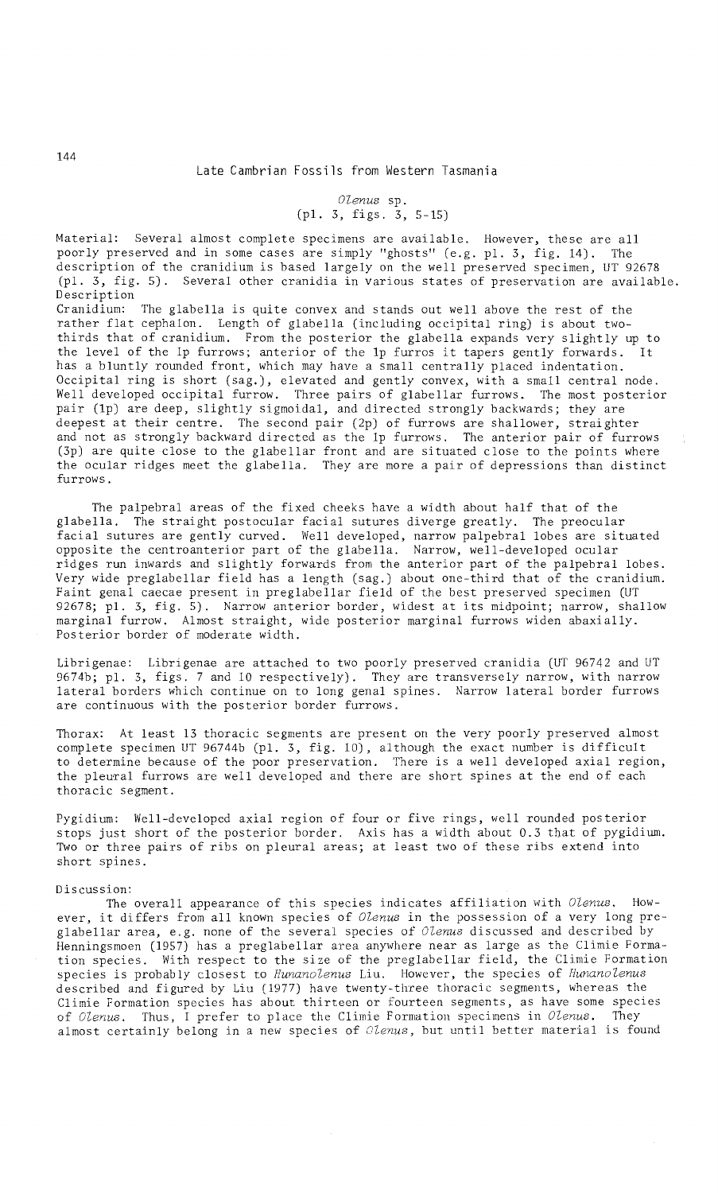### *Olenus* sp.
(pl. 3, figs. 3, 5-15)

Material: Several almost complete specimens are available. However, these are all poorly preserved and in some cases are simply "ghosts" (e.g. pl. 3, fig. 14). The description of the cranidium is based largely on the well preserved specimen, UT 92678 (pl. 3, fig. 5). Several other cranidia in various states of preservation are available.

Description

Cranidium: The glabella is quite convex and stands out well above the rest of the rather flat cephalon. Length of glabella (including occipital ring) is about two-thirds that of cranidium. From the posterior the glabella expands very slightly up to the level of the 1p furrows; anterior of the 1p furros it tapers gently forwards. It has a bluntly rounded front, which may have a small centrally placed indentation. Occipital ring is short (sag.), elevated and gently convex, with a small central node. Well developed occipital furrow. Three pairs of glabellar furrows. The most posterior pair (1p) are deep, slightly sigmoidal, and directed strongly backwards; they are deepest at their centre. The second pair (2p) of furrows are shallower, straighter and not as strongly backward directed as the 1p furrows. The anterior pair of furrows (3p) are quite close to the glabellar front and are situated close to the points where the ocular ridges meet the glabella. They are more a pair of depressions than distinct furrows.

The palpebral areas of the fixed cheeks have a width about half that of the glabella. The straight postocular facial sutures diverge greatly. The preocular facial sutures are gently curved. Well developed, narrow palpebral lobes are situated opposite the centroanterior part of the glabella. Narrow, well-developed ocular ridges run inwards and slightly forwards from the anterior part of the palpebral lobes. Very wide preglabellar field has a length (sag.) about one-third that of the cranidium. Faint genal caecae present in preglabellar field of the best preserved specimen (UT 92678; pl. 3, fig. 5). Narrow anterior border, widest at its midpoint; narrow, shallow marginal furrow. Almost straight, wide posterior marginal furrows widen abaxially. Posterior border of moderate width.

Librigenae: Librigenae are attached to two poorly preserved cranidia (UT 96742 and UT 9674b; pl. 3, figs. 7 and 10 respectively). They are transversely narrow, with narrow lateral borders which continue on to long genal spines. Narrow lateral border furrows are continuous with the posterior border furrows.

Thorax: At least 13 thoracic segments are present on the very poorly preserved almost complete specimen UT 96744b (pl. 3, fig. 10), although the exact number is difficult to determine because of the poor preservation. There is a well developed axial region, the pleural furrows are well developed and there are short spines at the end of each thoracic segment.

Pygidium: Well-developed axial region of four or five rings, well rounded posterior stops just short of the posterior border. Axis has a width about 0.3 that of pygidium. Two or three pairs of ribs on pleural areas; at least two of these ribs extend into short spines.

Discussion:

The overall appearance of this species indicates affiliation with *Olenus*. However, it differs from all known species of *Olenus* in the possession of a very long preglabellar area, e.g. none of the several species of *Olenus* discussed and described by Henningsmoen (1957) has a preglabellar area anywhere near as large as the Climie Formation species. With respect to the size of the preglabellar field, the Climie Formation species is probably closest to *Hunanolenus* Liu. However, the species of *Hunanolenus* described and figured by Liu (1977) have twenty-three thoracic segments, whereas the Climie Formation species has about thirteen or fourteen segments, as have some species of *Olenus*. Thus, I prefer to place the Climie Formation specimens in *Olenus*. They almost certainly belong in a new species of *Olenus*, but until better material is found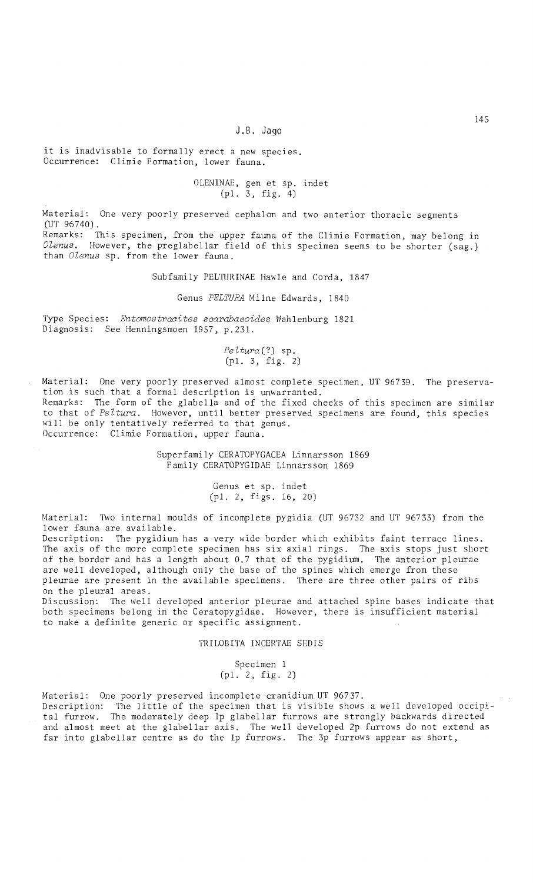it is inadvisable to formally erect a new species.
Occurrence: Climie Formation, lower fauna.

### OLENINAE, gen et sp. indet
(pl. 3, fig. 4)

Material: One very poorly preserved cephalon and two anterior thoracic segments (UT 96740).
Remarks: This specimen, from the upper fauna of the Climie Formation, may belong in *Olenus*. However, the preglabellar field of this specimen seems to be shorter (sag.) than *Olenus* sp. from the lower fauna.

## Subfamily PELTURINAE Hawle and Corda, 1847

### Genus *PELTURA* Milne Edwards, 1840

Type Species: *Entomostracites scarabaeoides* Wahlenburg 1821
Diagnosis: See Henningsmoen 1957, p.231.

### *Peltura*(?) sp.
(pl. 3, fig. 2)

Material: One very poorly preserved almost complete specimen, UT 96739. The preservation is such that a formal description is unwarranted.
Remarks: The form of the glabella and of the fixed cheeks of this specimen are similar to that of *Peltura*. However, until better preserved specimens are found, this species will be only tentatively referred to that genus.
Occurrence: Climie Formation, upper fauna.

## Superfamily CERATOPYGACEA Linnarsson 1869
## Family CERATOPYGIDAE Linnarsson 1869

### Genus et sp. indet
(pl. 2, figs. 16, 20)

Material: Two internal moulds of incomplete pygidia (UT 96732 and UT 96733) from the lower fauna are available.
Description: The pygidium has a very wide border which exhibits faint terrace lines. The axis of the more complete specimen has six axial rings. The axis stops just short of the border and has a length about 0.7 that of the pygidium. The anterior pleurae are well developed, although only the base of the spines which emerge from these pleurae are present in the available specimens. There are three other pairs of ribs on the pleural areas.
Discussion: The well developed anterior pleurae and attached spine bases indicate that both specimens belong in the Ceratopygidae. However, there is insufficient material to make a definite generic or specific assignment.

## TRILOBITA INCERTAE SEDIS

### Specimen 1
(pl. 2, fig. 2)

Material: One poorly preserved incomplete cranidium UT 96737.
Description: The little of the specimen that is visible shows a well developed occipital furrow. The moderately deep 1p glabellar furrows are strongly backwards directed and almost meet at the glabellar axis. The well developed 2p furrows do not extend as far into glabellar centre as do the 1p furrows. The 3p furrows appear as short,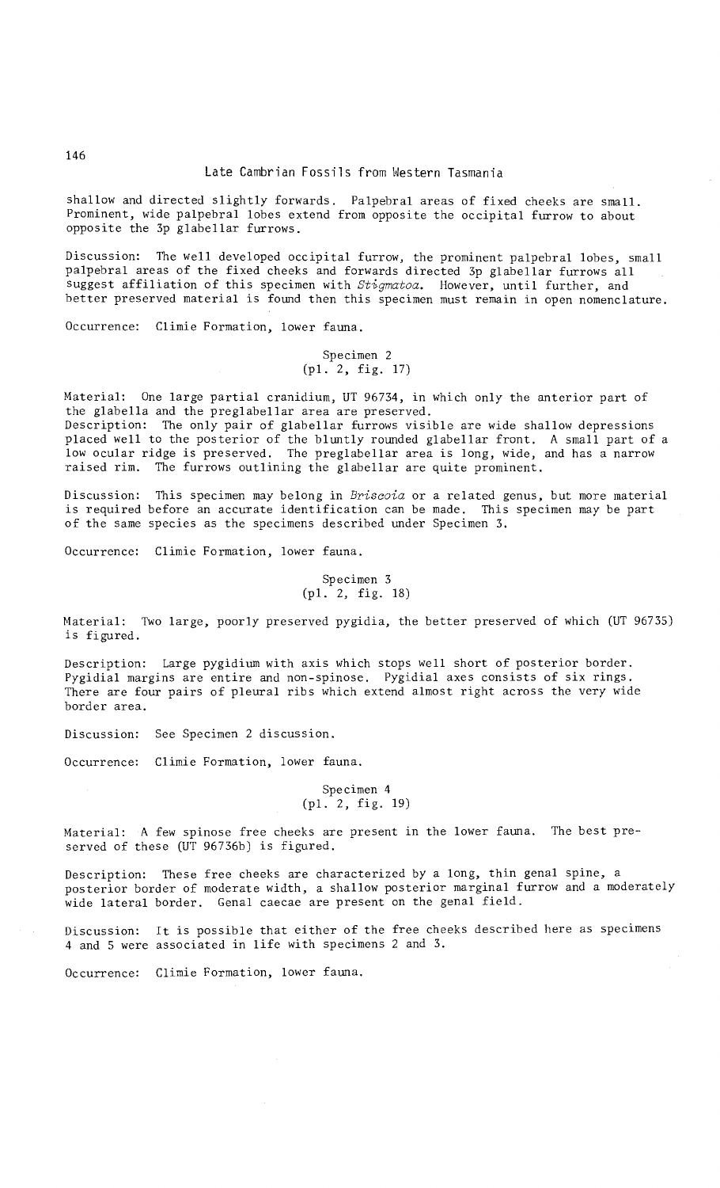shallow and directed slightly forwards. Palpebral areas of fixed cheeks are small. Prominent, wide palpebral lobes extend from opposite the occipital furrow to about opposite the 3p glabellar furrows.

Discussion: The well developed occipital furrow, the prominent palpebral lobes, small palpebral areas of the fixed cheeks and forwards directed 3p glabellar furrows all suggest affiliation of this specimen with *Stigmatoa*. However, until further, and better preserved material is found then this specimen must remain in open nomenclature.

Occurrence: Climie Formation, lower fauna.

### Specimen 2
(pl. 2, fig. 17)

Material: One large partial cranidium, UT 96734, in which only the anterior part of the glabella and the preglabellar area are preserved.
Description: The only pair of glabellar furrows visible are wide shallow depressions placed well to the posterior of the bluntly rounded glabellar front. A small part of a low ocular ridge is preserved. The preglabellar area is long, wide, and has a narrow raised rim. The furrows outlining the glabellar are quite prominent.

Discussion: This specimen may belong in *Briscoia* or a related genus, but more material is required before an accurate identification can be made. This specimen may be part of the same species as the specimens described under Specimen 3.

Occurrence: Climie Formation, lower fauna.

### Specimen 3
(pl. 2, fig. 18)

Material: Two large, poorly preserved pygidia, the better preserved of which (UT 96735) is figured.

Description: Large pygidium with axis which stops well short of posterior border. Pygidial margins are entire and non-spinose. Pygidial axes consists of six rings. There are four pairs of pleural ribs which extend almost right across the very wide border area.

Discussion: See Specimen 2 discussion.

Occurrence: Climie Formation, lower fauna.

### Specimen 4
(pl. 2, fig. 19)

Material: A few spinose free cheeks are present in the lower fauna. The best preserved of these (UT 96736b) is figured.

Description: These free cheeks are characterized by a long, thin genal spine, a posterior border of moderate width, a shallow posterior marginal furrow and a moderately wide lateral border. Genal caecae are present on the genal field.

Discussion: It is possible that either of the free cheeks described here as specimens 4 and 5 were associated in life with specimens 2 and 3.

Occurrence: Climie Formation, lower fauna.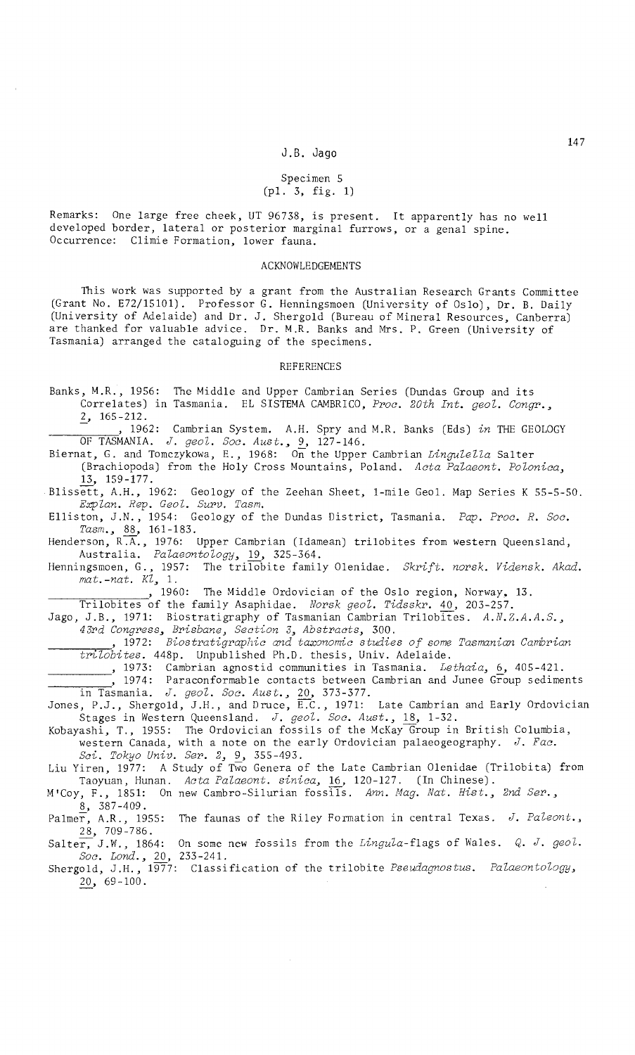### Specimen 5
(pl. 3, fig. 1)

Remarks: One large free cheek, UT 96738, is present. It apparently has no well developed border, lateral or posterior marginal furrows, or a genal spine.
Occurrence: Climie Formation, lower fauna.

## ACKNOWLEDGEMENTS

This work was supported by a grant from the Australian Research Grants Committee (Grant No. E72/15101). Professor G. Henningsmoen (University of Oslo), Dr. B. Daily (University of Adelaide) and Dr. J. Shergold (Bureau of Mineral Resources, Canberra) are thanked for valuable advice. Dr. M.R. Banks and Mrs. P. Green (University of Tasmania) arranged the cataloguing of the specimens.

## REFERENCES

Banks, M.R., 1956: The Middle and Upper Cambrian Series (Dundas Group and its Correlates) in Tasmania. EL SISTEMA CAMBRICO, *Proc. 20th Int. geol. Congr.*, 2, 165-212.

_________, 1962: Cambrian System. A.H. Spry and M.R. Banks (Eds) *in* THE GEOLOGY OF TASMANIA. *J. geol. Soc. Aust.*, 9, 127-146.

Biernat, G. and Tomczykowa, E., 1968: On the Upper Cambrian *Lingulella* Salter (Brachiopoda) from the Holy Cross Mountains, Poland. *Acta Palaeont. Polonica*, 13, 159-177.

Blissett, A.H., 1962: Geology of the Zeehan Sheet, 1-mile Geol. Map Series K 55-5-50. *Explan. Rep. Geol. Surv. Tasm.*

Elliston, J.N., 1954: Geology of the Dundas District, Tasmania. *Pap. Proc. R. Soc. Tasm.*, 88, 161-183.

Henderson, R.A., 1976: Upper Cambrian (Idamean) trilobites from western Queensland, Australia. *Palaeontology*, 19, 325-364.

Henningsmoen, G., 1957: The trilobite family Olenidae. *Skrift. norsk. Vidensk. Akad. mat.-nat. Kl*, 1.

_________, 1960: The Middle Ordovician of the Oslo region, Norway. 13. Trilobites of the family Asaphidae. *Norsk geol. Tidsskr.* 40, 203-257.

Jago, J.B., 1971: Biostratigraphy of Tasmanian Cambrian Trilobites. *A.N.Z.A.A.S., 43rd Congress, Brisbane, Section 3, Abstracts*, 300.

_________, 1972: *Biostratigraphic and taxonomic studies of some Tasmanian Cambrian trilobites*. 448p. Unpublished Ph.D. thesis, Univ. Adelaide.

_________, 1973: Cambrian agnostid communities in Tasmania. *Lethaia*, 6, 405-421.

_________, 1974: Paraconformable contacts between Cambrian and Junee Group sediments in Tasmania. *J. geol. Soc. Aust.*, 20, 373-377.

Jones, P.J., Shergold, J.H., and Druce, E.C., 1971: Late Cambrian and Early Ordovician Stages in Western Queensland. *J. geol. Soc. Aust.*, 18, 1-32.

Kobayashi, T., 1955: The Ordovician fossils of the McKay Group in British Columbia, western Canada, with a note on the early Ordovician palaeogeography. *J. Fac. Sci. Tokyo Univ. Ser. 2*, 9, 355-493.

Liu Yiren, 1977: A Study of Two Genera of the Late Cambrian Olenidae (Trilobita) from Taoyuan, Hunan. *Acta Palaeont. sinica*, 16, 120-127. (In Chinese).

M'Coy, F., 1851: On new Cambro-Silurian fossils. *Ann. Mag. Nat. Hist., 2nd Ser.*, 8, 387-409.

Palmer, A.R., 1955: The faunas of the Riley Formation in central Texas. *J. Paleont.*, 28, 709-786.

Salter, J.W., 1864: On some new fossils from the *Lingula*-flags of Wales. *Q. J. geol. Soc. Lond.*, 20, 233-241.

Shergold, J.H., 1977: Classification of the trilobite *Pseudagnostus*. *Palaeontology*, 20, 69-100.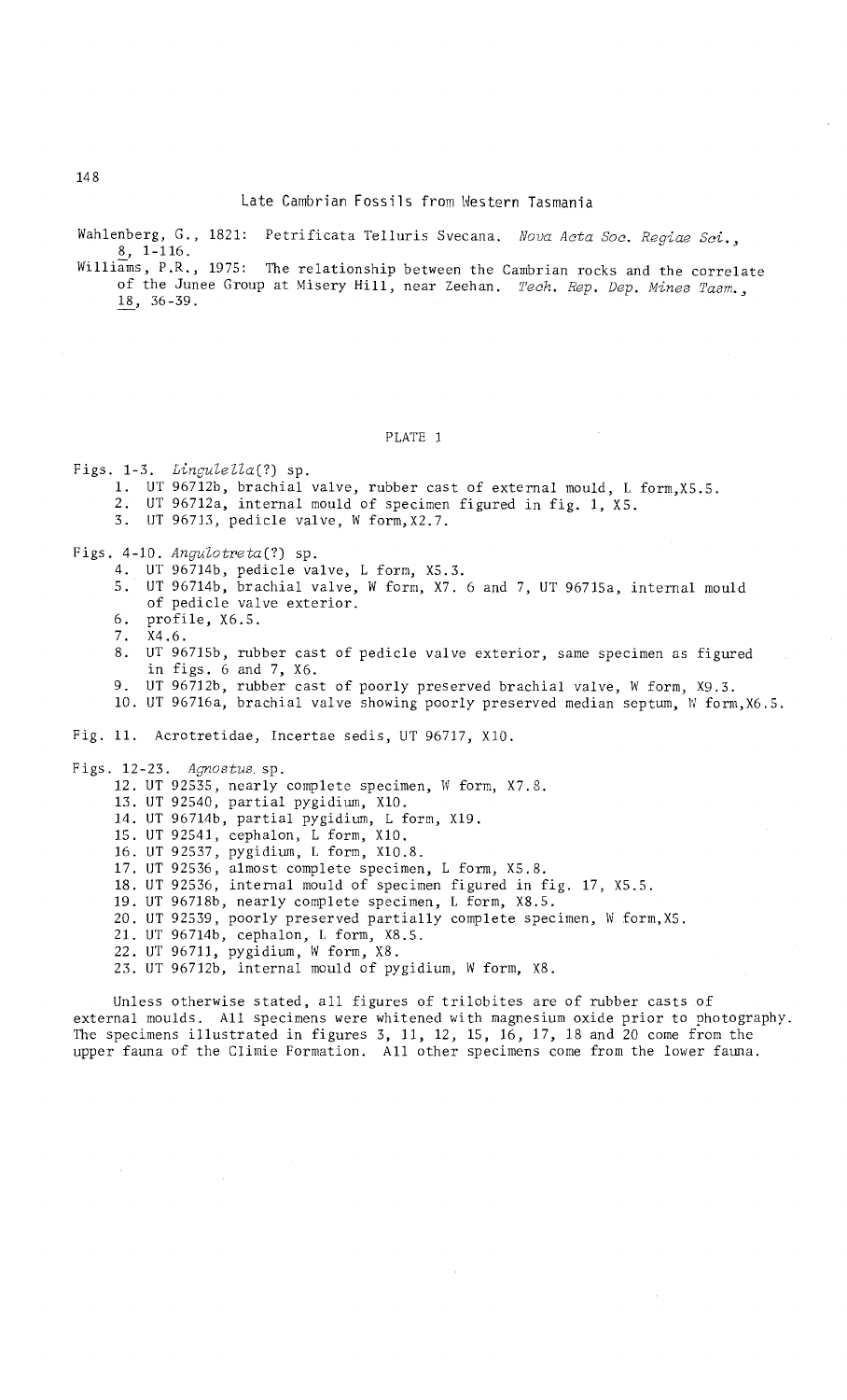Wahlenberg, G., 1821: Petrificata Telluris Svecana. *Nova Acta Soc. Regiae Sci.*, 8, 1-116.

Williams, P.R., 1975: The relationship between the Cambrian rocks and the correlate of the Junee Group at Misery Hill, near Zeehan. *Tech. Rep. Dep. Mines Tasm.*, 18, 36-39.

## PLATE 1

Figs. 1-3. *Lingulella*(?) sp.

1. UT 96712b, brachial valve, rubber cast of external mould, L form, X5.5.
2. UT 96712a, internal mould of specimen figured in fig. 1, X5.
3. UT 96713, pedicle valve, W form, X2.7.

Figs. 4-10. *Angulotreta*(?) sp.

4. UT 96714b, pedicle valve, L form, X5.3.
5. UT 96714b, brachial valve, W form, X7. 6 and 7, UT 96715a, internal mould of pedicle valve exterior.
6. profile, X6.5.
7. X4.6.
8. UT 96715b, rubber cast of pedicle valve exterior, same specimen as figured in figs. 6 and 7, X6.
9. UT 96712b, rubber cast of poorly preserved brachial valve, W form, X9.3.
10. UT 96716a, brachial valve showing poorly preserved median septum, W form, X6.5.

Fig. 11. Acrotretidae, Incertae sedis, UT 96717, X10.

Figs. 12-23. *Agnostus* sp.

12. UT 92535, nearly complete specimen, W form, X7.8.
13. UT 92540, partial pygidium, X10.
14. UT 96714b, partial pygidium, L form, X19.
15. UT 92541, cephalon, L form, X10.
16. UT 92537, pygidium, L form, X10.8.
17. UT 92536, almost complete specimen, L form, X5.8.
18. UT 92536, internal mould of specimen figured in fig. 17, X5.5.
19. UT 96718b, nearly complete specimen, L form, X8.5.
20. UT 92539, poorly preserved partially complete specimen, W form, X5.
21. UT 96714b, cephalon, L form, X8.5.
22. UT 96711, pygidium, W form, X8.
23. UT 96712b, internal mould of pygidium, W form, X8.

Unless otherwise stated, all figures of trilobites are of rubber casts of external moulds. All specimens were whitened with magnesium oxide prior to photography. The specimens illustrated in figures 3, 11, 12, 15, 16, 17, 18 and 20 come from the upper fauna of the Climie Formation. All other specimens come from the lower fauna.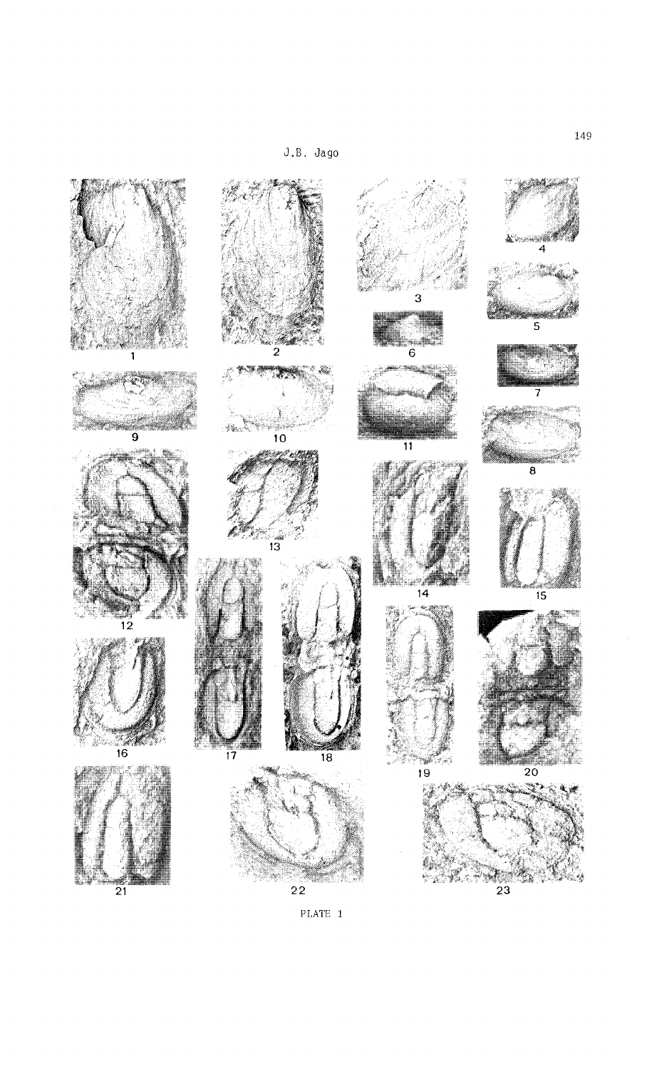PLATE 1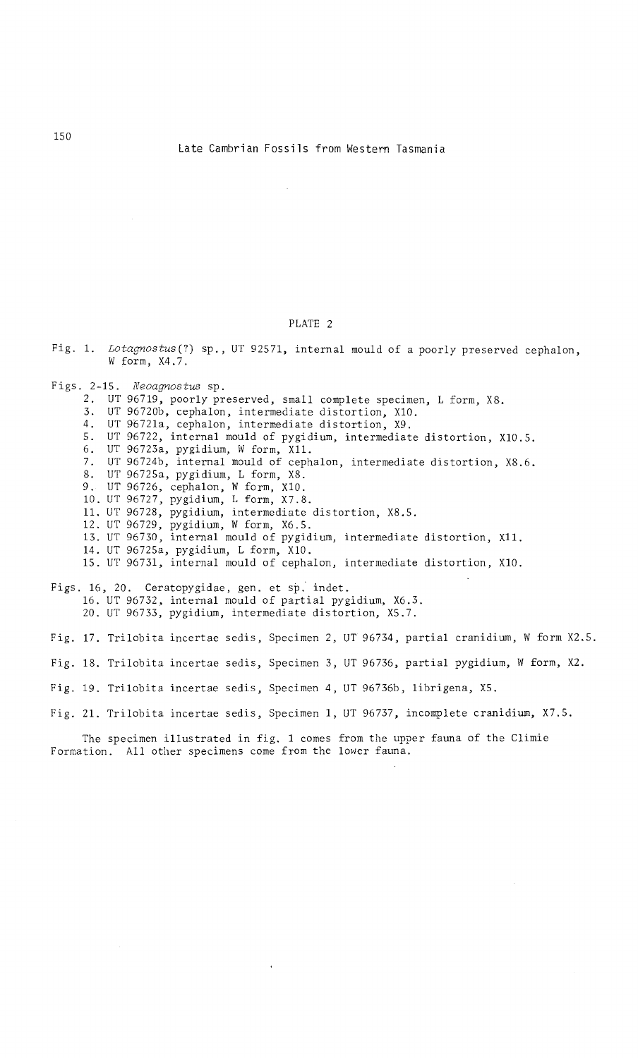## PLATE 2

Fig. 1. *Lotagnostus*(?) sp., UT 92571, internal mould of a poorly preserved cephalon, W form, X4.7.

Figs. 2-15. *Neoagnostus* sp.

2. UT 96719, poorly preserved, small complete specimen, L form, X8.
3. UT 96720b, cephalon, intermediate distortion, X10.
4. UT 96721a, cephalon, intermediate distortion, X9.
5. UT 96722, internal mould of pygidium, intermediate distortion, X10.5.
6. UT 96723a, pygidium, W form, X11.
7. UT 96724b, internal mould of cephalon, intermediate distortion, X8.6.
8. UT 96725a, pygidium, L form, X8.
9. UT 96726, cephalon, W form, X10.
10. UT 96727, pygidium, L form, X7.8.
11. UT 96728, pygidium, intermediate distortion, X8.5.
12. UT 96729, pygidium, W form, X6.5.
13. UT 96730, internal mould of pygidium, intermediate distortion, X11.
14. UT 96725a, pygidium, L form, X10.
15. UT 96731, internal mould of cephalon, intermediate distortion, X10.

Figs. 16, 20. Ceratopygidae, gen. et sp. indet.

16. UT 96732, internal mould of partial pygidium, X6.3.
20. UT 96733, pygidium, intermediate distortion, X5.7.

Fig. 17. Trilobita incertae sedis, Specimen 2, UT 96734, partial cranidium, W form X2.5.

Fig. 18. Trilobita incertae sedis, Specimen 3, UT 96736, partial pygidium, W form, X2.

Fig. 19. Trilobita incertae sedis, Specimen 4, UT 96736b, librigena, X5.

Fig. 21. Trilobita incertae sedis, Specimen 1, UT 96737, incomplete cranidium, X7.5.

The specimen illustrated in fig. 1 comes from the upper fauna of the Climie Formation. All other specimens come from the lower fauna.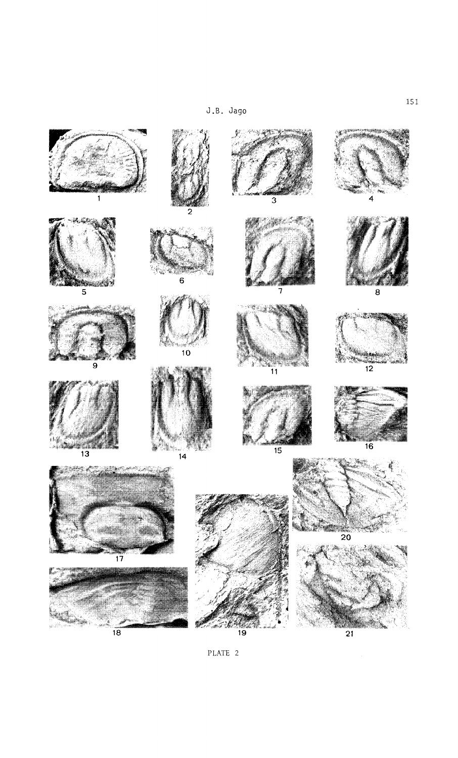1

2

3

4

5

6

7

8

9

10

11

12

13

14

15

16

17

18

19

20

21

PLATE 2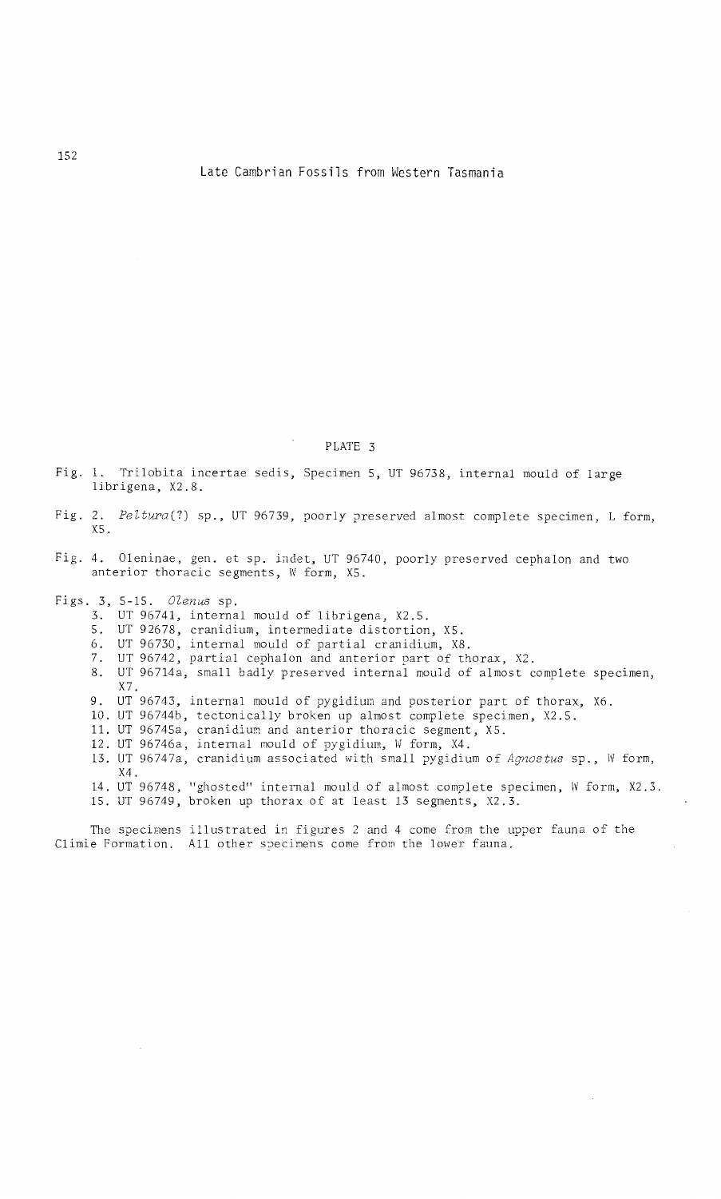PLATE 3

Fig. 1. Trilobita incertae sedis, Specimen 5, UT 96738, internal mould of large librigena, X2.8.

Fig. 2. *Peltura*(?) sp., UT 96739, poorly preserved almost complete specimen, L form, X5.

Fig. 4. Oleninae, gen. et sp. indet, UT 96740, poorly preserved cephalon and two anterior thoracic segments, W form, X5.

Figs. 3, 5-15. *Olenus* sp.

3. UT 96741, internal mould of librigena, X2.5.
5. UT 92678, cranidium, intermediate distortion, X5.
6. UT 96730, internal mould of partial cranidium, X8.
7. UT 96742, partial cephalon and anterior part of thorax, X2.
8. UT 96714a, small badly preserved internal mould of almost complete specimen, X7.
9. UT 96743, internal mould of pygidium and posterior part of thorax, X6.
10. UT 96744b, tectonically broken up almost complete specimen, X2.5.
11. UT 96745a, cranidium and anterior thoracic segment, X5.
12. UT 96746a, internal mould of pygidium, W form, X4.
13. UT 96747a, cranidium associated with small pygidium of *Agnostus* sp., W form, X4.
14. UT 96748, "ghosted" internal mould of almost complete specimen, W form, X2.3.
15. UT 96749, broken up thorax of at least 13 segments, X2.3.

The specimens illustrated in figures 2 and 4 come from the upper fauna of the Climie Formation. All other specimens come from the lower fauna.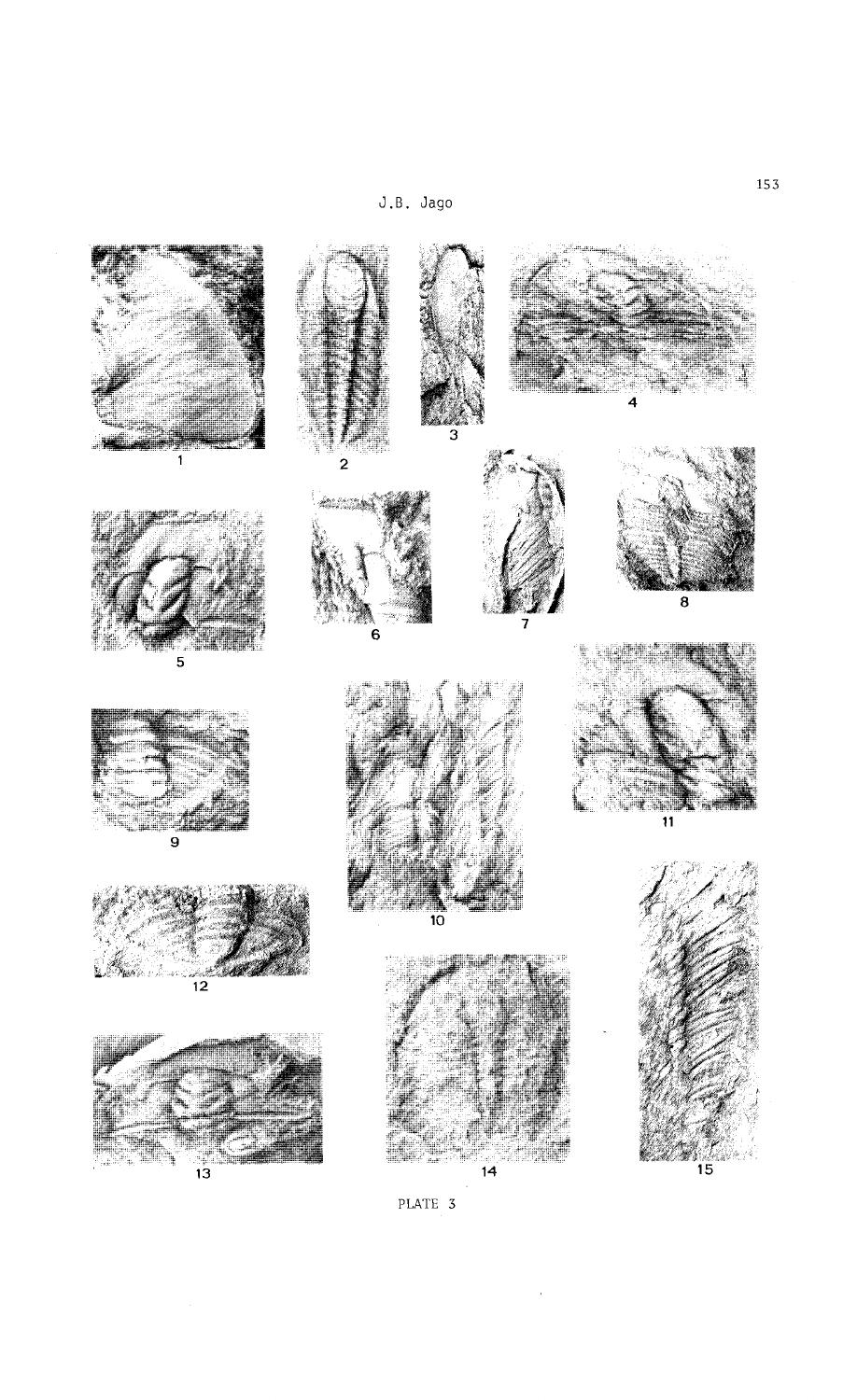1

2

3

4

5

6

7

8

9

10

11

12

13

14

15

PLATE 3